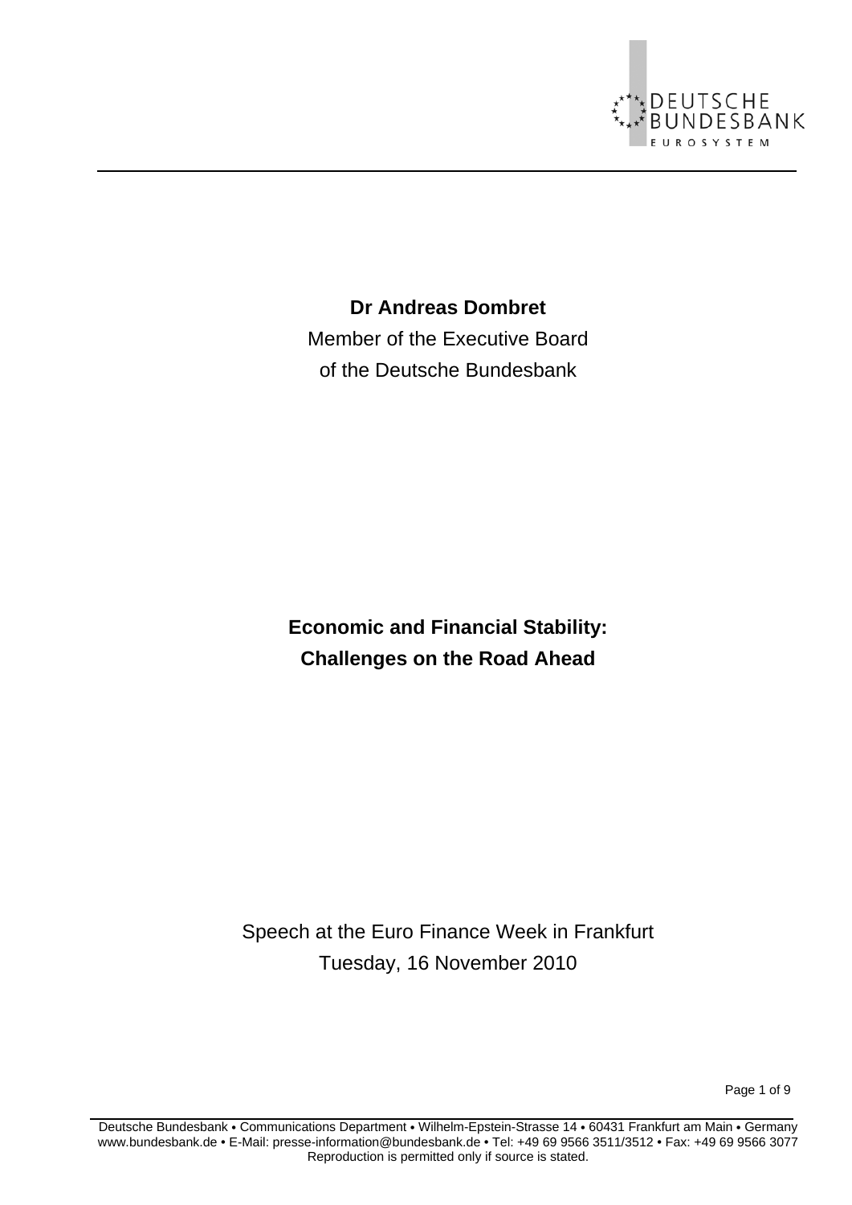**Dr Andreas Dombret**

Member of the Executive Board

of the Deutsche Bundesbank

# Economic and Financial Stability: Challenges on the Road Ahead

Speech at the Euro Finance Week in Frankfurt

Tuesday, 16 November 2010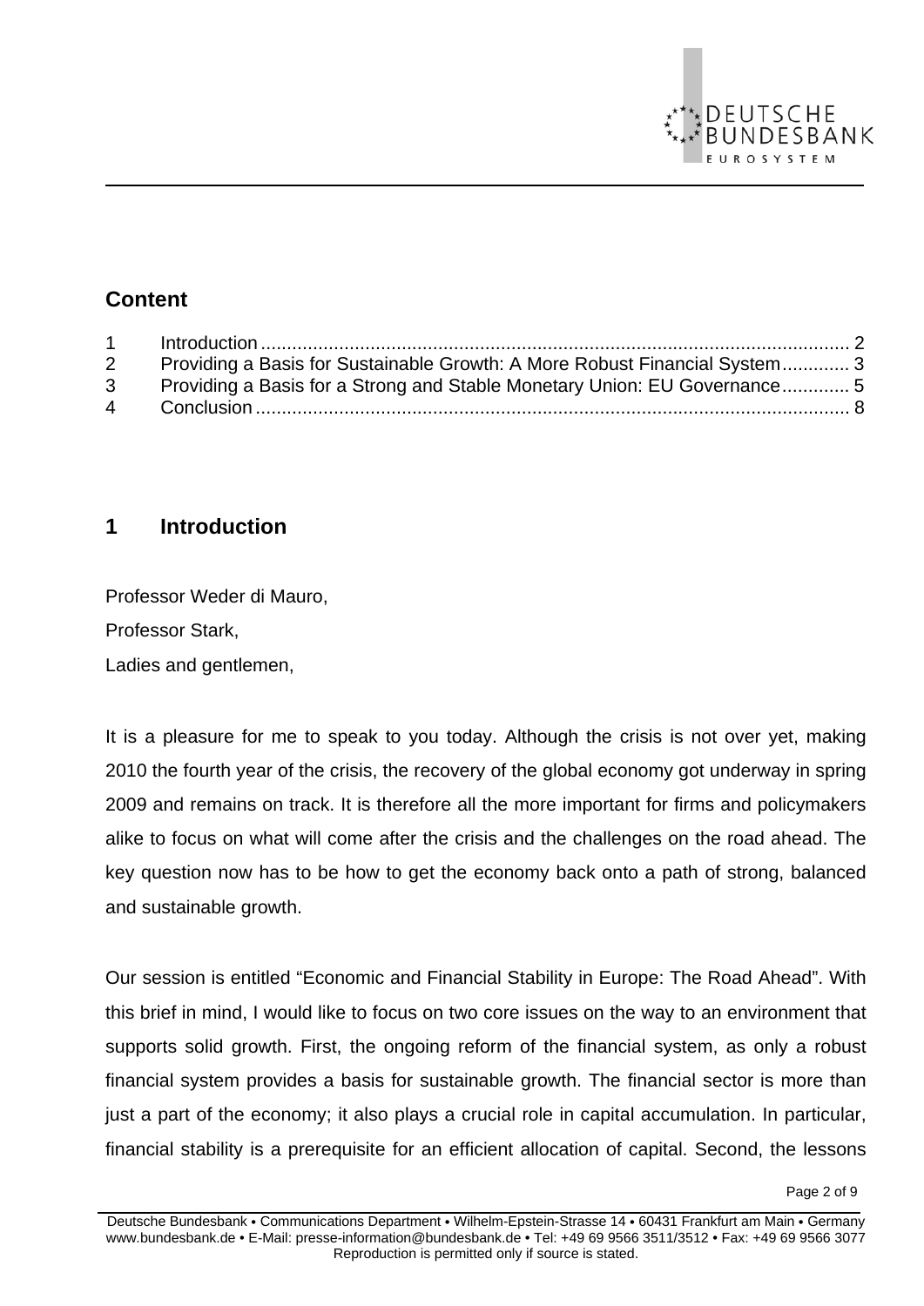## Content

| | | |
|---|---|---|
| 1 | Introduction | 2 |
| 2 | Providing a Basis for Sustainable Growth: A More Robust Financial System | 3 |
| 3 | Providing a Basis for a Strong and Stable Monetary Union: EU Governance | 5 |
| 4 | Conclusion | 8 |

## 1 Introduction

Professor Weder di Mauro,

Professor Stark,

Ladies and gentlemen,

It is a pleasure for me to speak to you today. Although the crisis is not over yet, making 2010 the fourth year of the crisis, the recovery of the global economy got underway in spring 2009 and remains on track. It is therefore all the more important for firms and policymakers alike to focus on what will come after the crisis and the challenges on the road ahead. The key question now has to be how to get the economy back onto a path of strong, balanced and sustainable growth.

Our session is entitled "Economic and Financial Stability in Europe: The Road Ahead". With this brief in mind, I would like to focus on two core issues on the way to an environment that supports solid growth. First, the ongoing reform of the financial system, as only a robust financial system provides a basis for sustainable growth. The financial sector is more than just a part of the economy; it also plays a crucial role in capital accumulation. In particular, financial stability is a prerequisite for an efficient allocation of capital. Second, the lessons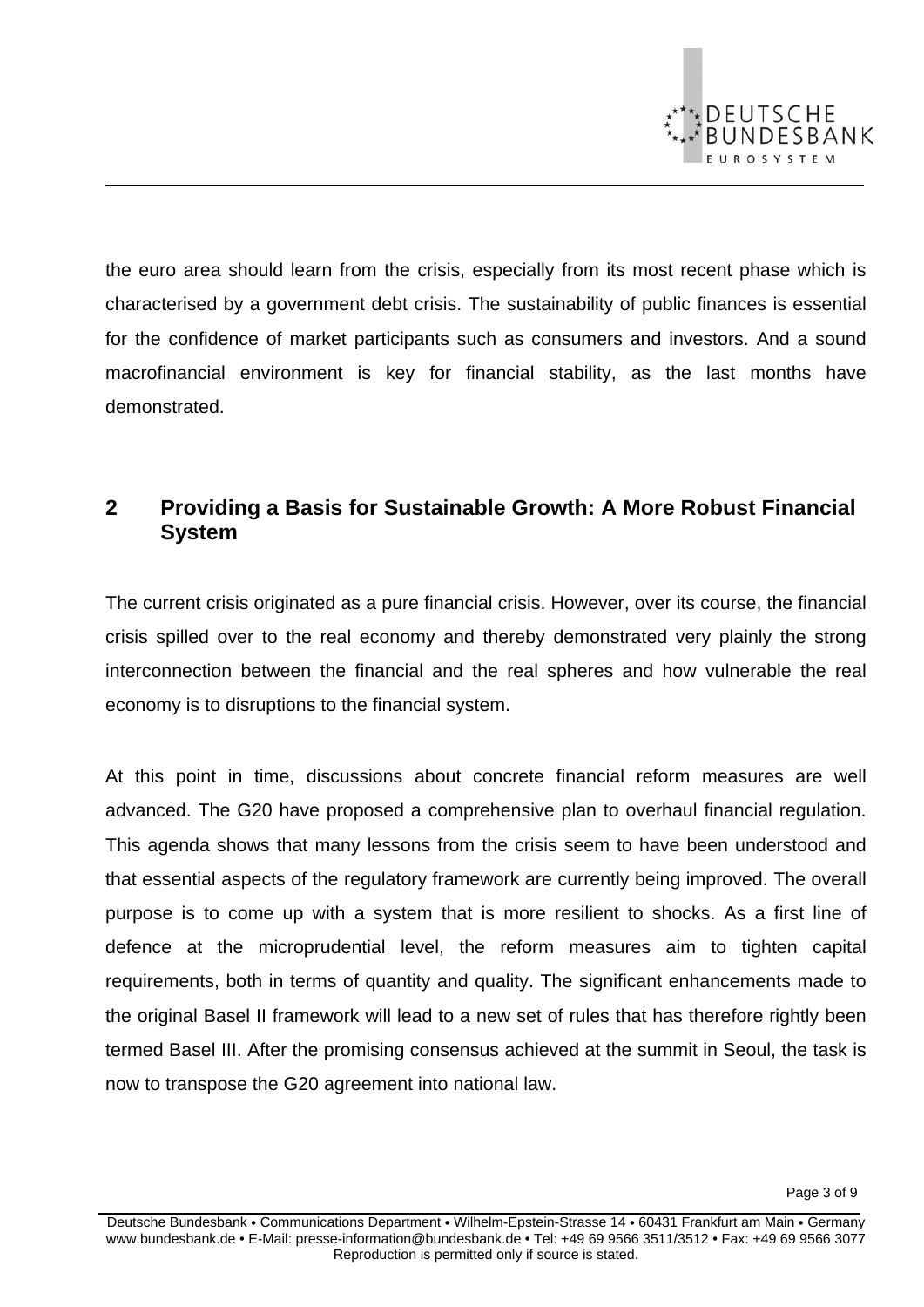the euro area should learn from the crisis, especially from its most recent phase which is characterised by a government debt crisis. The sustainability of public finances is essential for the confidence of market participants such as consumers and investors. And a sound macrofinancial environment is key for financial stability, as the last months have demonstrated.

## 2 Providing a Basis for Sustainable Growth: A More Robust Financial System

The current crisis originated as a pure financial crisis. However, over its course, the financial crisis spilled over to the real economy and thereby demonstrated very plainly the strong interconnection between the financial and the real spheres and how vulnerable the real economy is to disruptions to the financial system.

At this point in time, discussions about concrete financial reform measures are well advanced. The G20 have proposed a comprehensive plan to overhaul financial regulation. This agenda shows that many lessons from the crisis seem to have been understood and that essential aspects of the regulatory framework are currently being improved. The overall purpose is to come up with a system that is more resilient to shocks. As a first line of defence at the microprudential level, the reform measures aim to tighten capital requirements, both in terms of quantity and quality. The significant enhancements made to the original Basel II framework will lead to a new set of rules that has therefore rightly been termed Basel III. After the promising consensus achieved at the summit in Seoul, the task is now to transpose the G20 agreement into national law.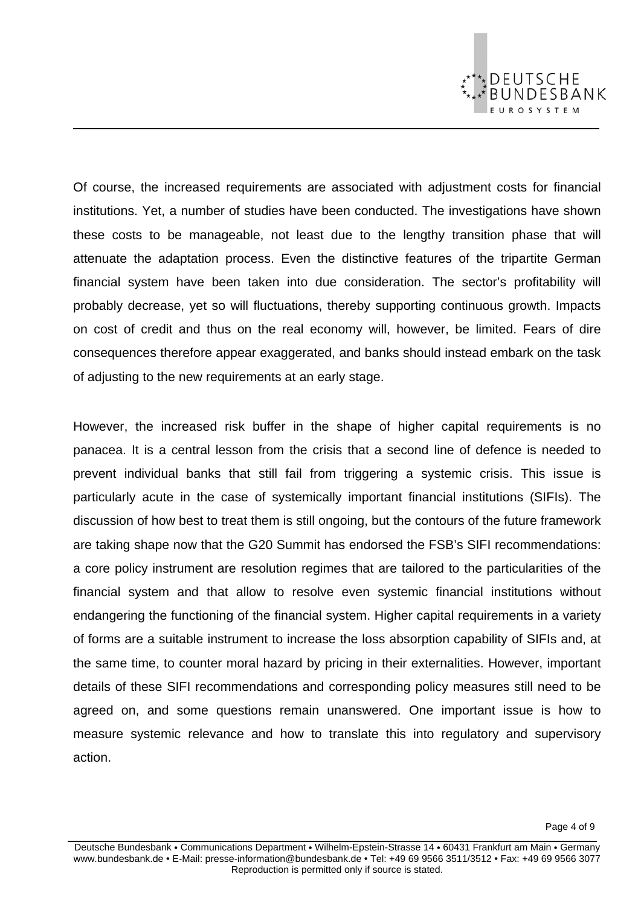Of course, the increased requirements are associated with adjustment costs for financial institutions. Yet, a number of studies have been conducted. The investigations have shown these costs to be manageable, not least due to the lengthy transition phase that will attenuate the adaptation process. Even the distinctive features of the tripartite German financial system have been taken into due consideration. The sector's profitability will probably decrease, yet so will fluctuations, thereby supporting continuous growth. Impacts on cost of credit and thus on the real economy will, however, be limited. Fears of dire consequences therefore appear exaggerated, and banks should instead embark on the task of adjusting to the new requirements at an early stage.

However, the increased risk buffer in the shape of higher capital requirements is no panacea. It is a central lesson from the crisis that a second line of defence is needed to prevent individual banks that still fail from triggering a systemic crisis. This issue is particularly acute in the case of systemically important financial institutions (SIFIs). The discussion of how best to treat them is still ongoing, but the contours of the future framework are taking shape now that the G20 Summit has endorsed the FSB's SIFI recommendations: a core policy instrument are resolution regimes that are tailored to the particularities of the financial system and that allow to resolve even systemic financial institutions without endangering the functioning of the financial system. Higher capital requirements in a variety of forms are a suitable instrument to increase the loss absorption capability of SIFIs and, at the same time, to counter moral hazard by pricing in their externalities. However, important details of these SIFI recommendations and corresponding policy measures still need to be agreed on, and some questions remain unanswered. One important issue is how to measure systemic relevance and how to translate this into regulatory and supervisory action.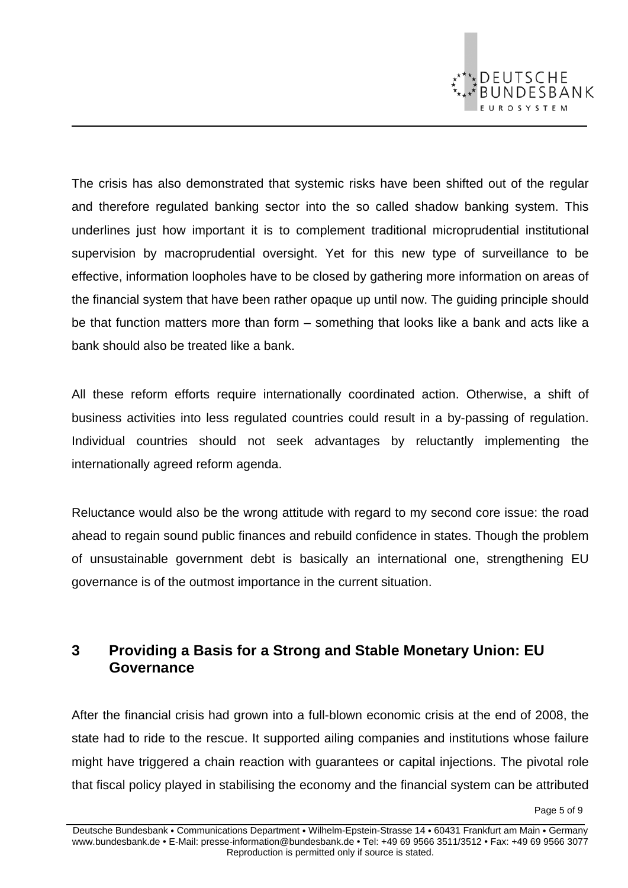The crisis has also demonstrated that systemic risks have been shifted out of the regular and therefore regulated banking sector into the so called shadow banking system. This underlines just how important it is to complement traditional microprudential institutional supervision by macroprudential oversight. Yet for this new type of surveillance to be effective, information loopholes have to be closed by gathering more information on areas of the financial system that have been rather opaque up until now. The guiding principle should be that function matters more than form – something that looks like a bank and acts like a bank should also be treated like a bank.

All these reform efforts require internationally coordinated action. Otherwise, a shift of business activities into less regulated countries could result in a by-passing of regulation. Individual countries should not seek advantages by reluctantly implementing the internationally agreed reform agenda.

Reluctance would also be the wrong attitude with regard to my second core issue: the road ahead to regain sound public finances and rebuild confidence in states. Though the problem of unsustainable government debt is basically an international one, strengthening EU governance is of the outmost importance in the current situation.

## 3 Providing a Basis for a Strong and Stable Monetary Union: EU Governance

After the financial crisis had grown into a full-blown economic crisis at the end of 2008, the state had to ride to the rescue. It supported ailing companies and institutions whose failure might have triggered a chain reaction with guarantees or capital injections. The pivotal role that fiscal policy played in stabilising the economy and the financial system can be attributed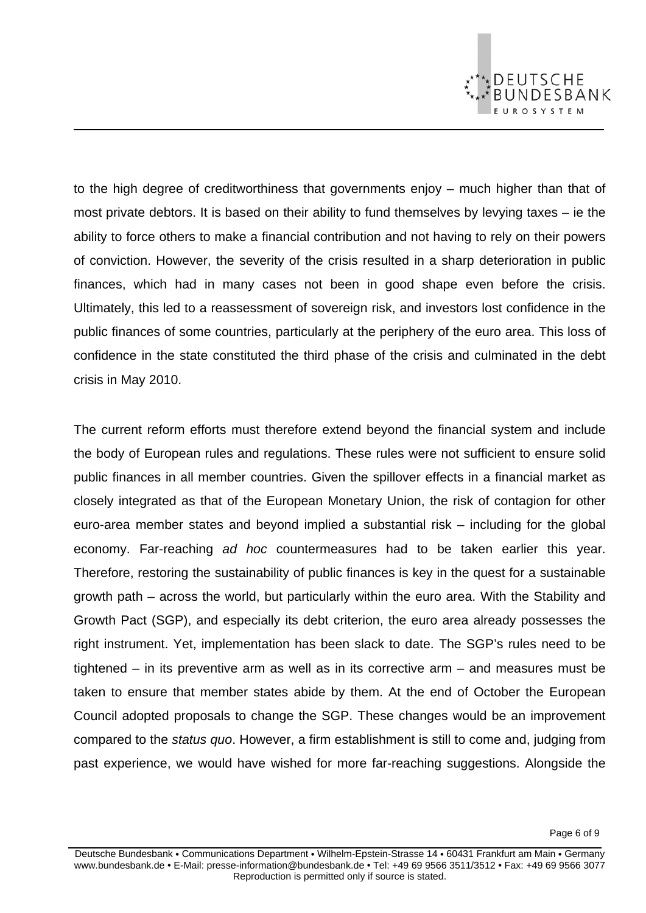to the high degree of creditworthiness that governments enjoy – much higher than that of most private debtors. It is based on their ability to fund themselves by levying taxes – ie the ability to force others to make a financial contribution and not having to rely on their powers of conviction. However, the severity of the crisis resulted in a sharp deterioration in public finances, which had in many cases not been in good shape even before the crisis. Ultimately, this led to a reassessment of sovereign risk, and investors lost confidence in the public finances of some countries, particularly at the periphery of the euro area. This loss of confidence in the state constituted the third phase of the crisis and culminated in the debt crisis in May 2010.

The current reform efforts must therefore extend beyond the financial system and include the body of European rules and regulations. These rules were not sufficient to ensure solid public finances in all member countries. Given the spillover effects in a financial market as closely integrated as that of the European Monetary Union, the risk of contagion for other euro-area member states and beyond implied a substantial risk – including for the global economy. Far-reaching *ad hoc* countermeasures had to be taken earlier this year. Therefore, restoring the sustainability of public finances is key in the quest for a sustainable growth path – across the world, but particularly within the euro area. With the Stability and Growth Pact (SGP), and especially its debt criterion, the euro area already possesses the right instrument. Yet, implementation has been slack to date. The SGP's rules need to be tightened – in its preventive arm as well as in its corrective arm – and measures must be taken to ensure that member states abide by them. At the end of October the European Council adopted proposals to change the SGP. These changes would be an improvement compared to the *status quo*. However, a firm establishment is still to come and, judging from past experience, we would have wished for more far-reaching suggestions. Alongside the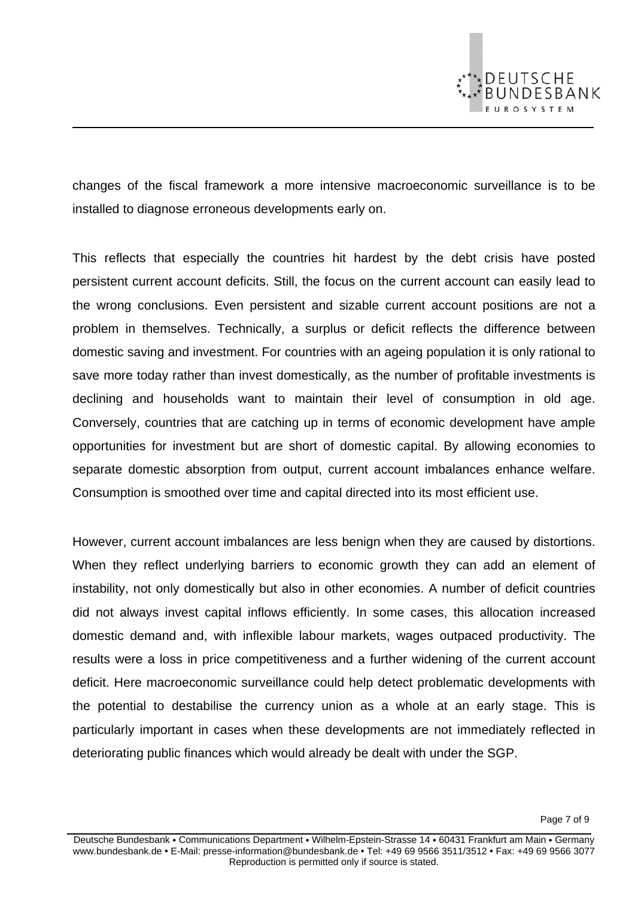changes of the fiscal framework a more intensive macroeconomic surveillance is to be installed to diagnose erroneous developments early on.

This reflects that especially the countries hit hardest by the debt crisis have posted persistent current account deficits. Still, the focus on the current account can easily lead to the wrong conclusions. Even persistent and sizable current account positions are not a problem in themselves. Technically, a surplus or deficit reflects the difference between domestic saving and investment. For countries with an ageing population it is only rational to save more today rather than invest domestically, as the number of profitable investments is declining and households want to maintain their level of consumption in old age. Conversely, countries that are catching up in terms of economic development have ample opportunities for investment but are short of domestic capital. By allowing economies to separate domestic absorption from output, current account imbalances enhance welfare. Consumption is smoothed over time and capital directed into its most efficient use.

However, current account imbalances are less benign when they are caused by distortions. When they reflect underlying barriers to economic growth they can add an element of instability, not only domestically but also in other economies. A number of deficit countries did not always invest capital inflows efficiently. In some cases, this allocation increased domestic demand and, with inflexible labour markets, wages outpaced productivity. The results were a loss in price competitiveness and a further widening of the current account deficit. Here macroeconomic surveillance could help detect problematic developments with the potential to destabilise the currency union as a whole at an early stage. This is particularly important in cases when these developments are not immediately reflected in deteriorating public finances which would already be dealt with under the SGP.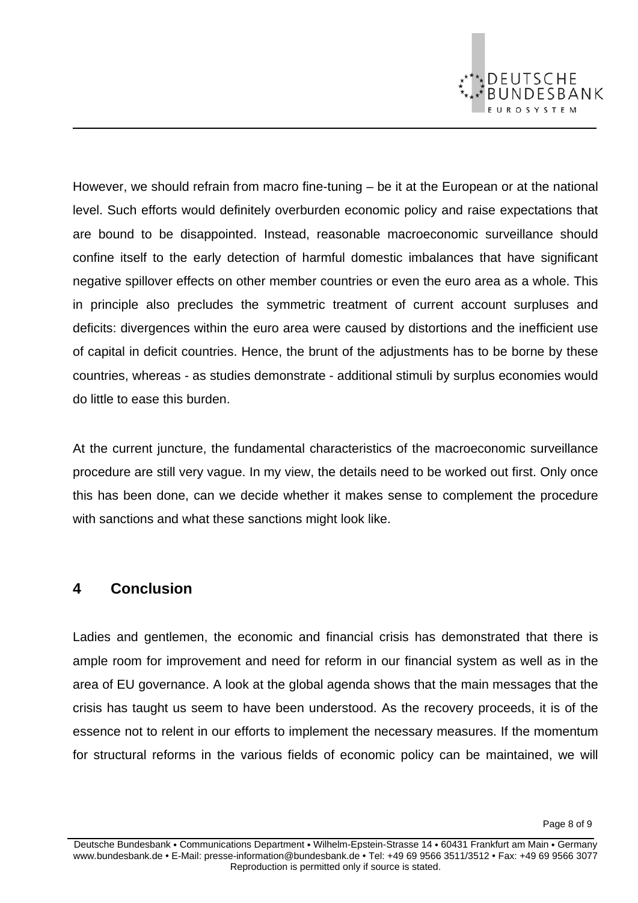However, we should refrain from macro fine-tuning – be it at the European or at the national level. Such efforts would definitely overburden economic policy and raise expectations that are bound to be disappointed. Instead, reasonable macroeconomic surveillance should confine itself to the early detection of harmful domestic imbalances that have significant negative spillover effects on other member countries or even the euro area as a whole. This in principle also precludes the symmetric treatment of current account surpluses and deficits: divergences within the euro area were caused by distortions and the inefficient use of capital in deficit countries. Hence, the brunt of the adjustments has to be borne by these countries, whereas - as studies demonstrate - additional stimuli by surplus economies would do little to ease this burden.

At the current juncture, the fundamental characteristics of the macroeconomic surveillance procedure are still very vague. In my view, the details need to be worked out first. Only once this has been done, can we decide whether it makes sense to complement the procedure with sanctions and what these sanctions might look like.

## 4 Conclusion

Ladies and gentlemen, the economic and financial crisis has demonstrated that there is ample room for improvement and need for reform in our financial system as well as in the area of EU governance. A look at the global agenda shows that the main messages that the crisis has taught us seem to have been understood. As the recovery proceeds, it is of the essence not to relent in our efforts to implement the necessary measures. If the momentum for structural reforms in the various fields of economic policy can be maintained, we will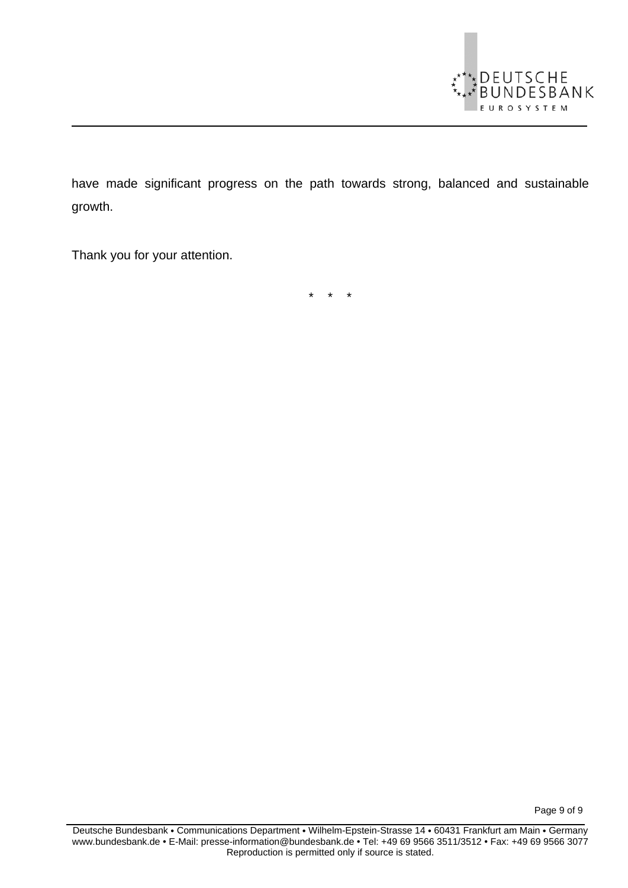have made significant progress on the path towards strong, balanced and sustainable growth.

Thank you for your attention.

\* \* \*